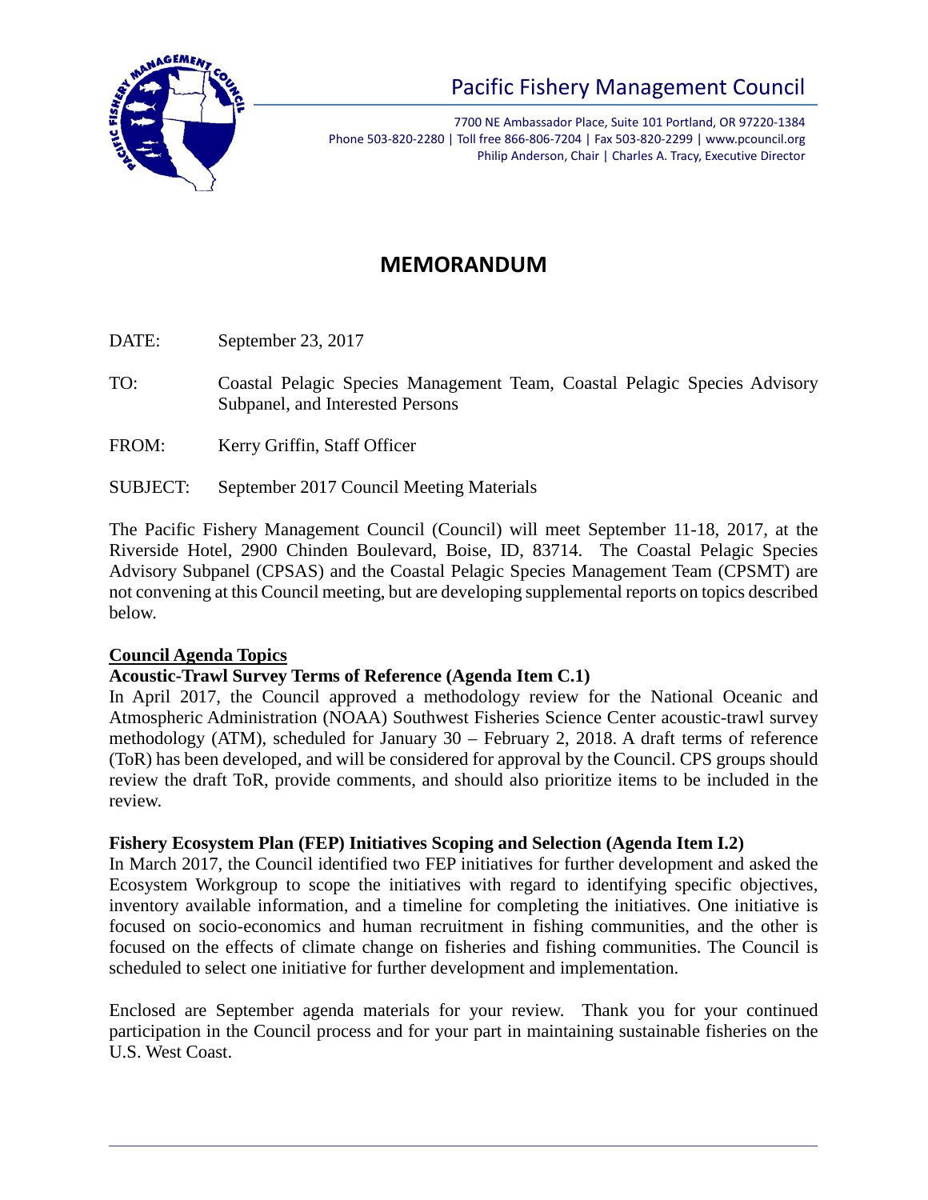# Pacific Fishery Management Council

7700 NE Ambassador Place, Suite 101 Portland, OR 97220-1384
Phone 503-820-2280 | Toll free 866-806-7204 | Fax 503-820-2299 | www.pcouncil.org
Philip Anderson, Chair | Charles A. Tracy, Executive Director

## MEMORANDUM

DATE: September 23, 2017

TO: Coastal Pelagic Species Management Team, Coastal Pelagic Species Advisory Subpanel, and Interested Persons

FROM: Kerry Griffin, Staff Officer

SUBJECT: September 2017 Council Meeting Materials

The Pacific Fishery Management Council (Council) will meet September 11-18, 2017, at the Riverside Hotel, 2900 Chinden Boulevard, Boise, ID, 83714. The Coastal Pelagic Species Advisory Subpanel (CPSAS) and the Coastal Pelagic Species Management Team (CPSMT) are not convening at this Council meeting, but are developing supplemental reports on topics described below.

**Council Agenda Topics**

**Acoustic-Trawl Survey Terms of Reference (Agenda Item C.1)**

In April 2017, the Council approved a methodology review for the National Oceanic and Atmospheric Administration (NOAA) Southwest Fisheries Science Center acoustic-trawl survey methodology (ATM), scheduled for January 30 – February 2, 2018. A draft terms of reference (ToR) has been developed, and will be considered for approval by the Council. CPS groups should review the draft ToR, provide comments, and should also prioritize items to be included in the review.

**Fishery Ecosystem Plan (FEP) Initiatives Scoping and Selection (Agenda Item I.2)**

In March 2017, the Council identified two FEP initiatives for further development and asked the Ecosystem Workgroup to scope the initiatives with regard to identifying specific objectives, inventory available information, and a timeline for completing the initiatives. One initiative is focused on socio-economics and human recruitment in fishing communities, and the other is focused on the effects of climate change on fisheries and fishing communities. The Council is scheduled to select one initiative for further development and implementation.

Enclosed are September agenda materials for your review. Thank you for your continued participation in the Council process and for your part in maintaining sustainable fisheries on the U.S. West Coast.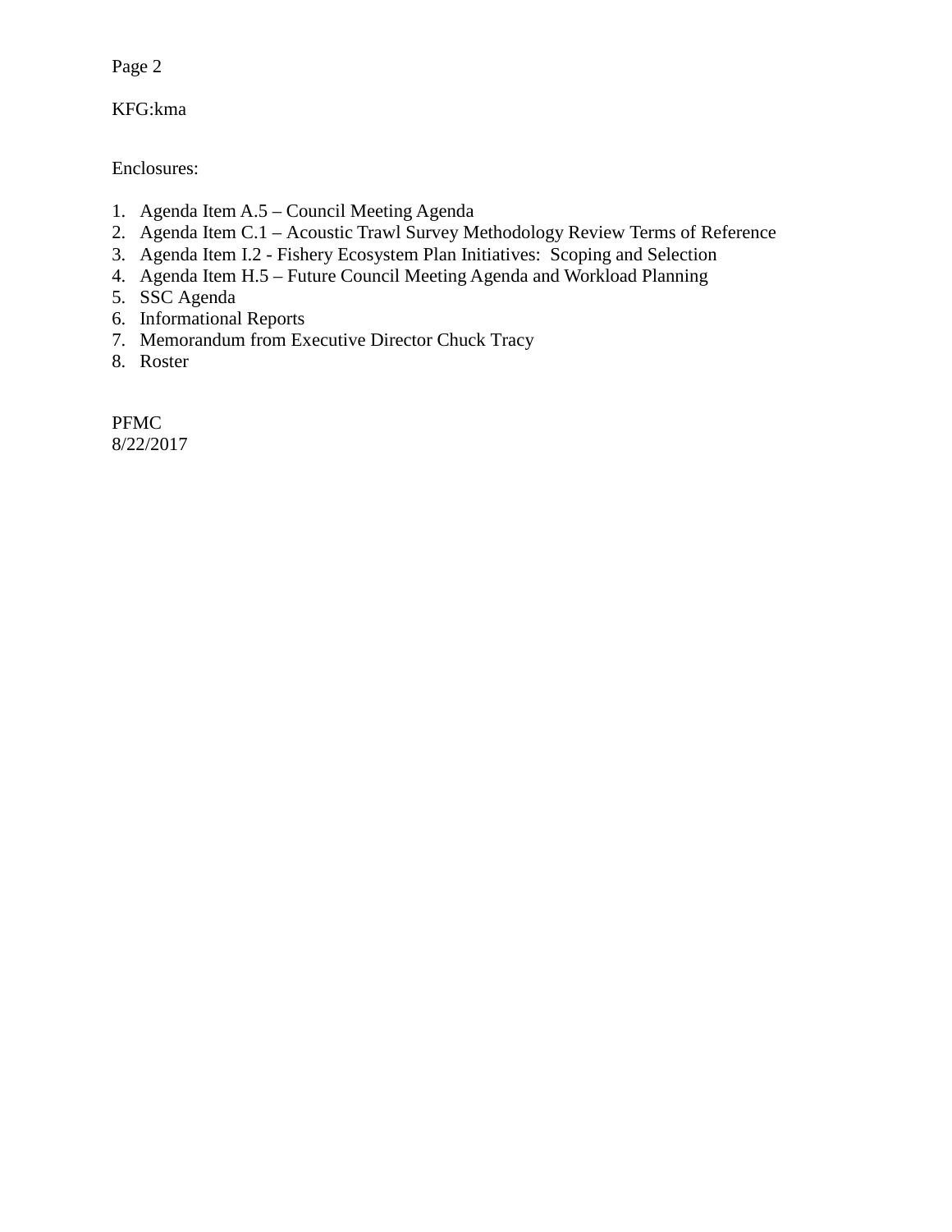KFG:kma

Enclosures:

1. Agenda Item A.5 – Council Meeting Agenda
2. Agenda Item C.1 – Acoustic Trawl Survey Methodology Review Terms of Reference
3. Agenda Item I.2 - Fishery Ecosystem Plan Initiatives: Scoping and Selection
4. Agenda Item H.5 – Future Council Meeting Agenda and Workload Planning
5. SSC Agenda
6. Informational Reports
7. Memorandum from Executive Director Chuck Tracy
8. Roster

PFMC
8/22/2017